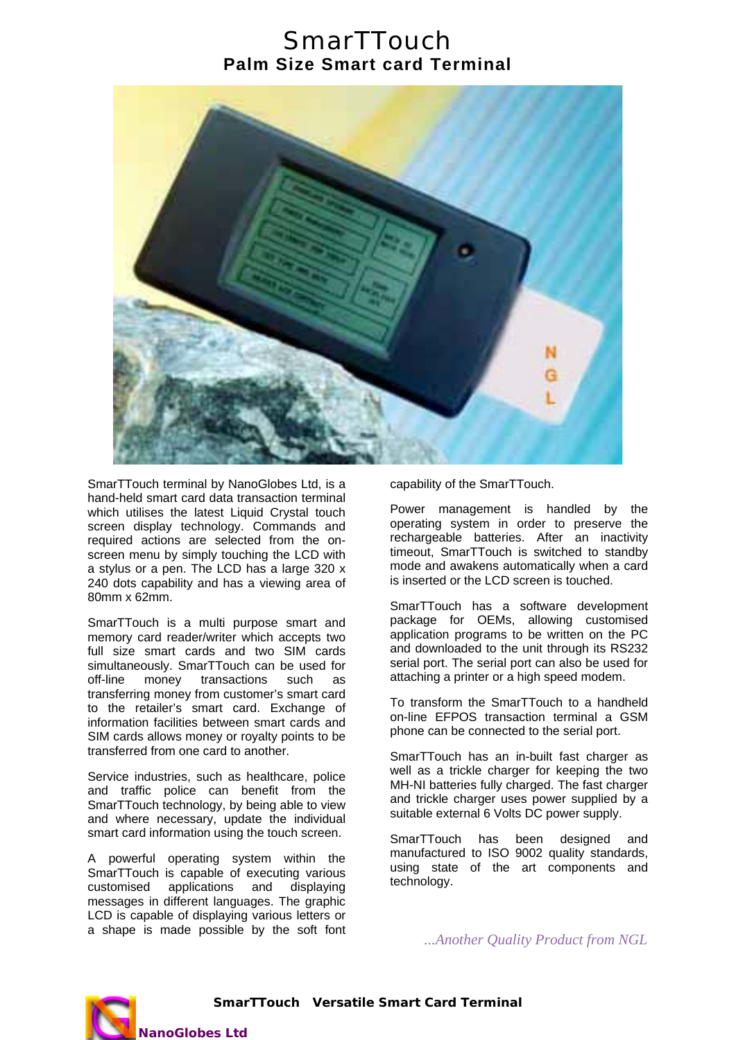# SmarTTouch

## Palm Size Smart card Terminal

SmarTTouch terminal by NanoGlobes Ltd, is a hand-held smart card data transaction terminal which utilises the latest Liquid Crystal touch screen display technology. Commands and required actions are selected from the on-screen menu by simply touching the LCD with a stylus or a pen. The LCD has a large 320 x 240 dots capability and has a viewing area of 80mm x 62mm.

SmarTTouch is a multi purpose smart and memory card reader/writer which accepts two full size smart cards and two SIM cards simultaneously. SmarTTouch can be used for off-line money transactions such as transferring money from customer's smart card to the retailer's smart card. Exchange of information facilities between smart cards and SIM cards allows money or royalty points to be transferred from one card to another.

Service industries, such as healthcare, police and traffic police can benefit from the SmarTTouch technology, by being able to view and where necessary, update the individual smart card information using the touch screen.

A powerful operating system within the SmarTTouch is capable of executing various customised applications and displaying messages in different languages. The graphic LCD is capable of displaying various letters or a shape is made possible by the soft font capability of the SmarTTouch.

Power management is handled by the operating system in order to preserve the rechargeable batteries. After an inactivity timeout, SmarTTouch is switched to standby mode and awakens automatically when a card is inserted or the LCD screen is touched.

SmarTTouch has a software development package for OEMs, allowing customised application programs to be written on the PC and downloaded to the unit through its RS232 serial port. The serial port can also be used for attaching a printer or a high speed modem.

To transform the SmarTTouch to a handheld on-line EFPOS transaction terminal a GSM phone can be connected to the serial port.

SmarTTouch has an in-built fast charger as well as a trickle charger for keeping the two MH-NI batteries fully charged. The fast charger and trickle charger uses power supplied by a suitable external 6 Volts DC power supply.

SmarTTouch has been designed and manufactured to ISO 9002 quality standards, using state of the art components and technology.

*...Another Quality Product from NGL*

**SmarTTouch Versatile Smart Card Terminal**

**NanoGlobes Ltd**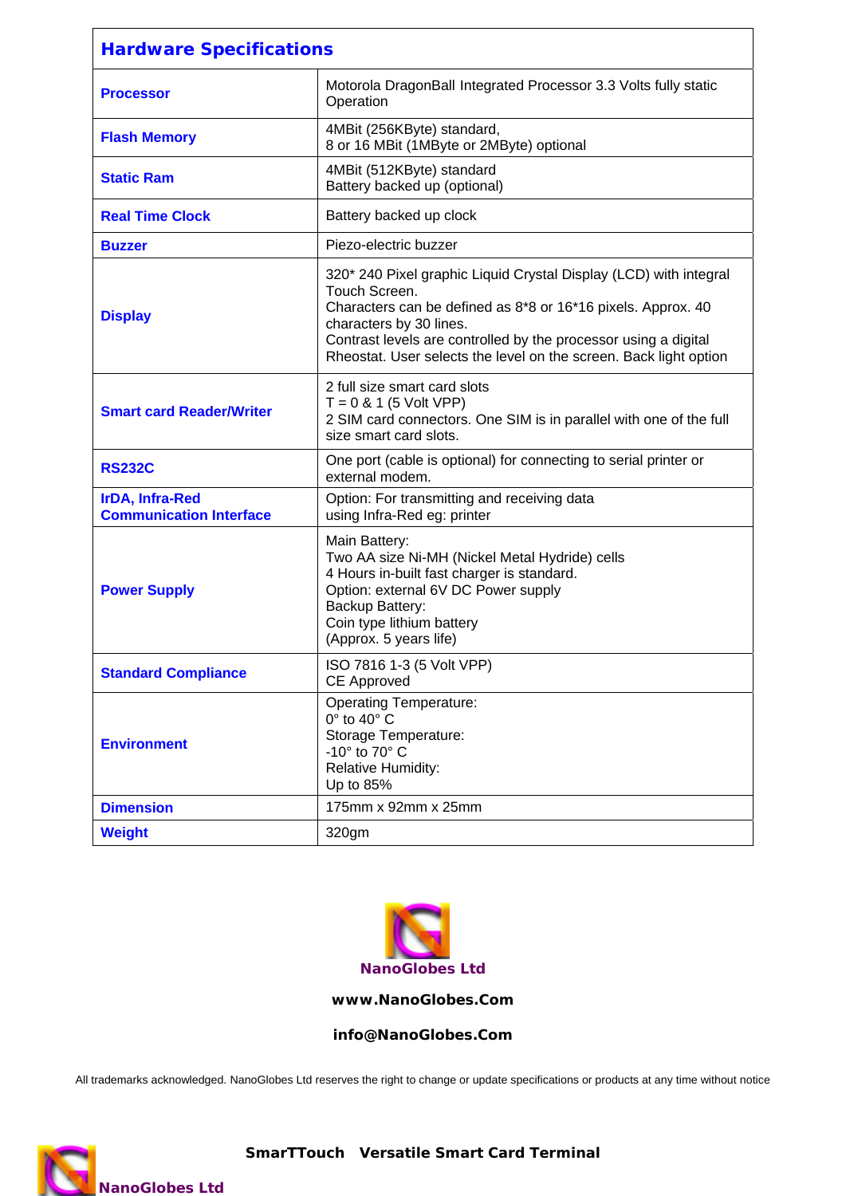| Hardware Specifications | |
|---|---|
| **Processor** | Motorola DragonBall Integrated Processor 3.3 Volts fully static Operation |
| **Flash Memory** | 4MBit (256KByte) standard,<br>8 or 16 MBit (1MByte or 2MByte) optional |
| **Static Ram** | 4MBit (512KByte) standard<br>Battery backed up (optional) |
| **Real Time Clock** | Battery backed up clock |
| **Buzzer** | Piezo-electric buzzer |
| **Display** | 320* 240 Pixel graphic Liquid Crystal Display (LCD) with integral Touch Screen.<br>Characters can be defined as 8*8 or 16*16 pixels. Approx. 40 characters by 30 lines.<br>Contrast levels are controlled by the processor using a digital Rheostat. User selects the level on the screen. Back light option |
| **Smart card Reader/Writer** | 2 full size smart card slots<br>T = 0 & 1 (5 Volt VPP)<br>2 SIM card connectors. One SIM is in parallel with one of the full size smart card slots. |
| **RS232C** | One port (cable is optional) for connecting to serial printer or external modem. |
| **IrDA, Infra-Red Communication Interface** | Option: For transmitting and receiving data using Infra-Red eg: printer |
| **Power Supply** | Main Battery:<br>Two AA size Ni-MH (Nickel Metal Hydride) cells<br>4 Hours in-built fast charger is standard.<br>Option: external 6V DC Power supply<br>Backup Battery:<br>Coin type lithium battery<br>(Approx. 5 years life) |
| **Standard Compliance** | ISO 7816 1-3 (5 Volt VPP)<br>CE Approved |
| **Environment** | Operating Temperature:<br>0° to 40° C<br>Storage Temperature:<br>-10° to 70° C<br>Relative Humidity:<br>Up to 85% |
| **Dimension** | 175mm x 92mm x 25mm |
| **Weight** | 320gm |

**NanoGlobes Ltd**

**www.NanoGlobes.Com**

**info@NanoGlobes.Com**

All trademarks acknowledged. NanoGlobes Ltd reserves the right to change or update specifications or products at any time without notice